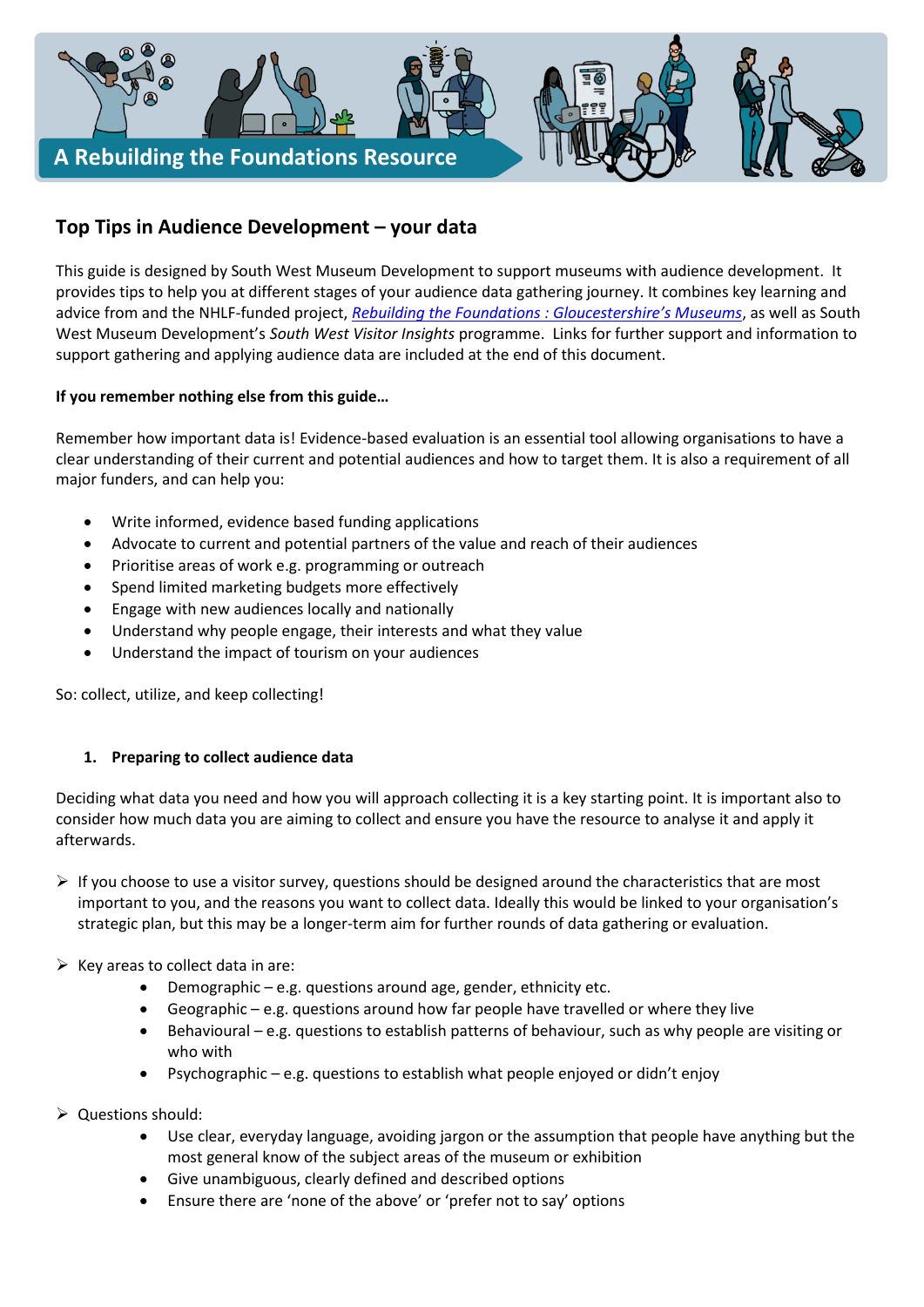A Rebuilding the Foundations Resource

## Top Tips in Audience Development – your data

This guide is designed by South West Museum Development to support museums with audience development. It provides tips to help you at different stages of your audience data gathering journey. It combines key learning and advice from and the NHLF-funded project, *Rebuilding the Foundations : Gloucestershire's Museums*, as well as South West Museum Development's *South West Visitor Insights* programme. Links for further support and information to support gathering and applying audience data are included at the end of this document.

**If you remember nothing else from this guide…**

Remember how important data is! Evidence-based evaluation is an essential tool allowing organisations to have a clear understanding of their current and potential audiences and how to target them. It is also a requirement of all major funders, and can help you:

- Write informed, evidence based funding applications
- Advocate to current and potential partners of the value and reach of their audiences
- Prioritise areas of work e.g. programming or outreach
- Spend limited marketing budgets more effectively
- Engage with new audiences locally and nationally
- Understand why people engage, their interests and what they value
- Understand the impact of tourism on your audiences

So: collect, utilize, and keep collecting!

### 1. Preparing to collect audience data

Deciding what data you need and how you will approach collecting it is a key starting point. It is important also to consider how much data you are aiming to collect and ensure you have the resource to analyse it and apply it afterwards.

- If you choose to use a visitor survey, questions should be designed around the characteristics that are most important to you, and the reasons you want to collect data. Ideally this would be linked to your organisation's strategic plan, but this may be a longer-term aim for further rounds of data gathering or evaluation.
- Key areas to collect data in are:
  - Demographic – e.g. questions around age, gender, ethnicity etc.
  - Geographic – e.g. questions around how far people have travelled or where they live
  - Behavioural – e.g. questions to establish patterns of behaviour, such as why people are visiting or who with
  - Psychographic – e.g. questions to establish what people enjoyed or didn't enjoy
- Questions should:
  - Use clear, everyday language, avoiding jargon or the assumption that people have anything but the most general know of the subject areas of the museum or exhibition
  - Give unambiguous, clearly defined and described options
  - Ensure there are 'none of the above' or 'prefer not to say' options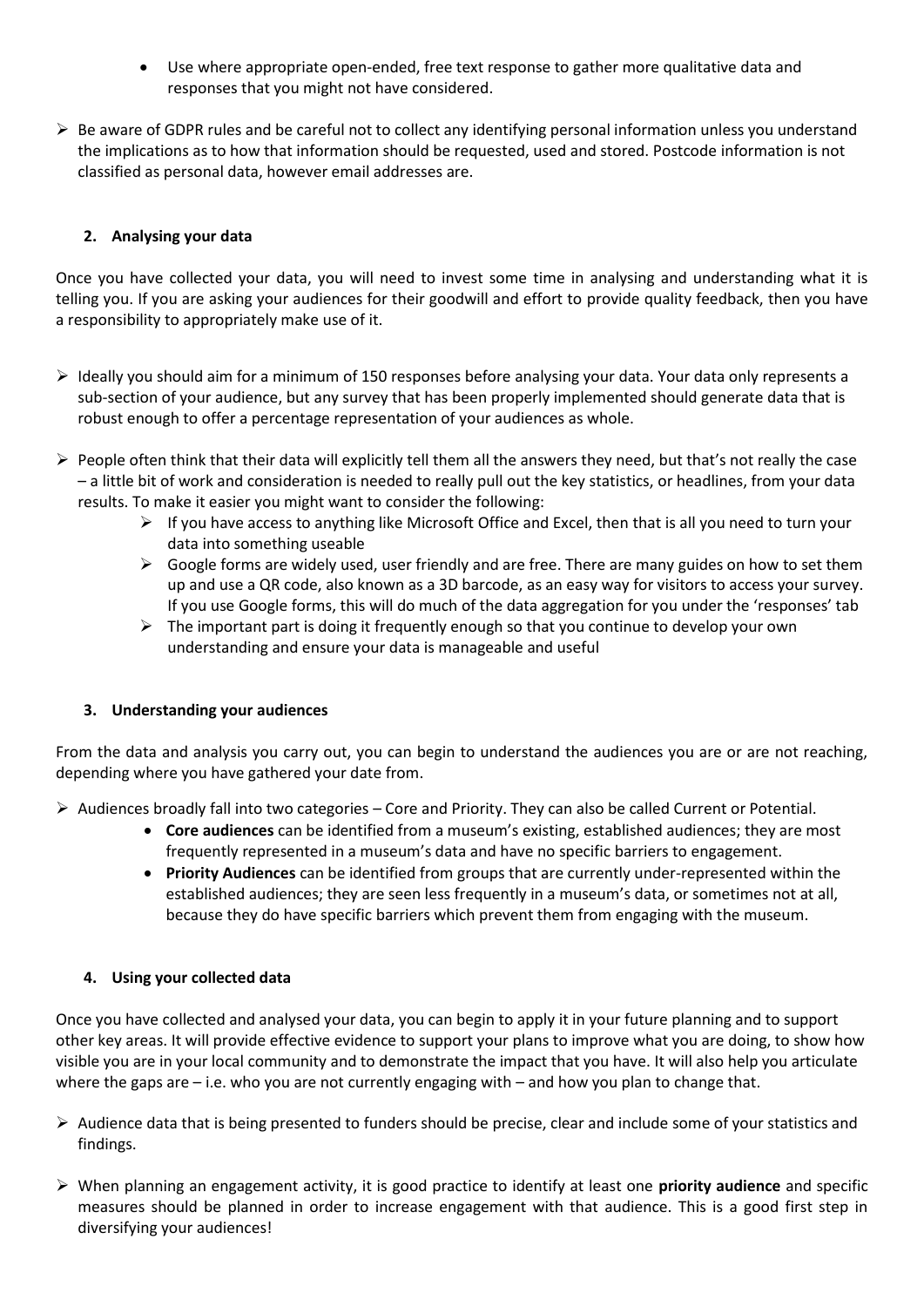- Use where appropriate open-ended, free text response to gather more qualitative data and responses that you might not have considered.

- Be aware of GDPR rules and be careful not to collect any identifying personal information unless you understand the implications as to how that information should be requested, used and stored. Postcode information is not classified as personal data, however email addresses are.

## 2. Analysing your data

Once you have collected your data, you will need to invest some time in analysing and understanding what it is telling you. If you are asking your audiences for their goodwill and effort to provide quality feedback, then you have a responsibility to appropriately make use of it.

- Ideally you should aim for a minimum of 150 responses before analysing your data. Your data only represents a sub-section of your audience, but any survey that has been properly implemented should generate data that is robust enough to offer a percentage representation of your audiences as whole.

- People often think that their data will explicitly tell them all the answers they need, but that's not really the case – a little bit of work and consideration is needed to really pull out the key statistics, or headlines, from your data results. To make it easier you might want to consider the following:
    - If you have access to anything like Microsoft Office and Excel, then that is all you need to turn your data into something useable
    - Google forms are widely used, user friendly and are free. There are many guides on how to set them up and use a QR code, also known as a 3D barcode, as an easy way for visitors to access your survey. If you use Google forms, this will do much of the data aggregation for you under the 'responses' tab
    - The important part is doing it frequently enough so that you continue to develop your own understanding and ensure your data is manageable and useful

## 3. Understanding your audiences

From the data and analysis you carry out, you can begin to understand the audiences you are or are not reaching, depending where you have gathered your date from.

- Audiences broadly fall into two categories – Core and Priority. They can also be called Current or Potential.
    - **Core audiences** can be identified from a museum's existing, established audiences; they are most frequently represented in a museum's data and have no specific barriers to engagement.
    - **Priority Audiences** can be identified from groups that are currently under-represented within the established audiences; they are seen less frequently in a museum's data, or sometimes not at all, because they do have specific barriers which prevent them from engaging with the museum.

## 4. Using your collected data

Once you have collected and analysed your data, you can begin to apply it in your future planning and to support other key areas. It will provide effective evidence to support your plans to improve what you are doing, to show how visible you are in your local community and to demonstrate the impact that you have. It will also help you articulate where the gaps are – i.e. who you are not currently engaging with – and how you plan to change that.

- Audience data that is being presented to funders should be precise, clear and include some of your statistics and findings.

- When planning an engagement activity, it is good practice to identify at least one **priority audience** and specific measures should be planned in order to increase engagement with that audience. This is a good first step in diversifying your audiences!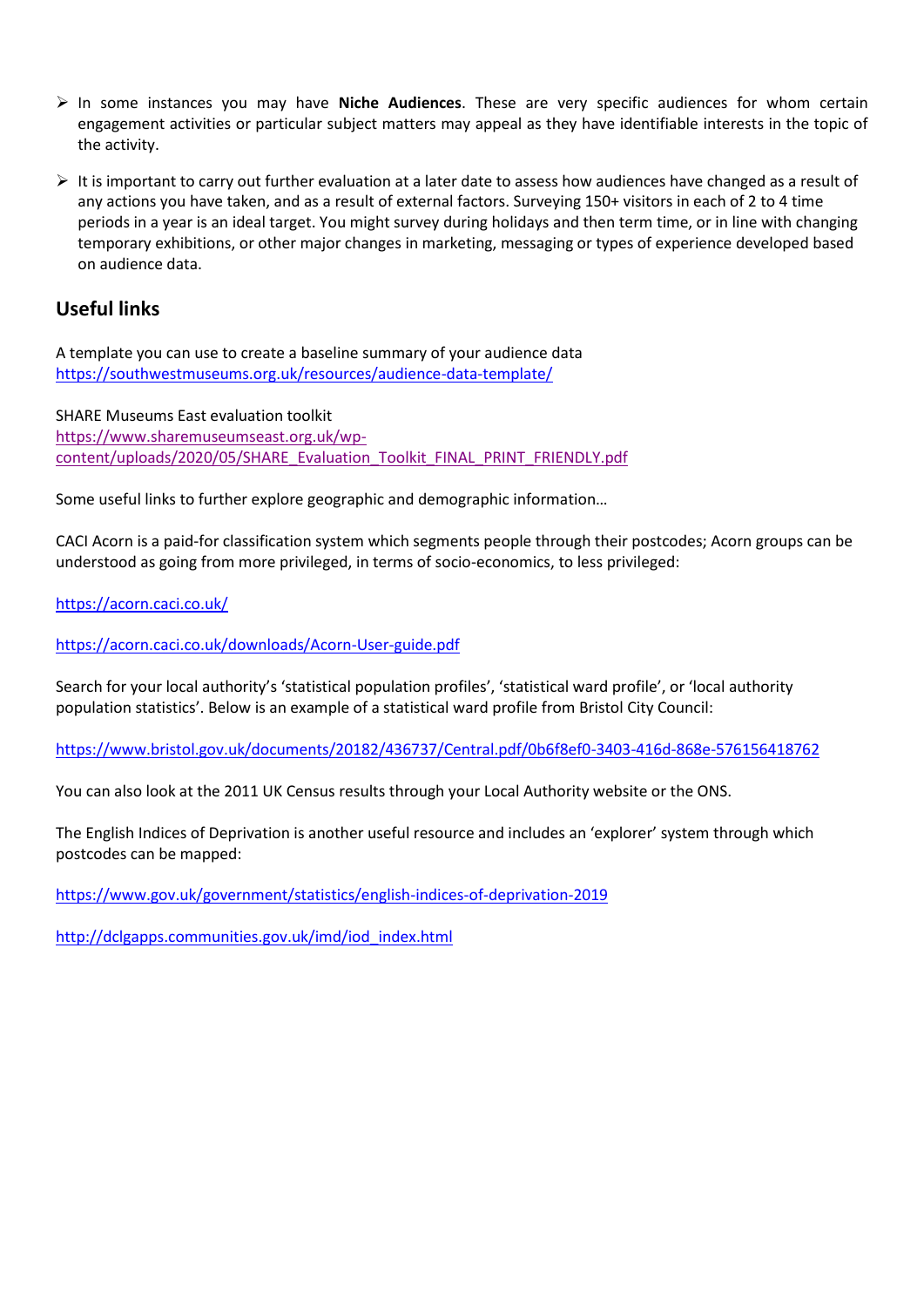- In some instances you may have **Niche Audiences**. These are very specific audiences for whom certain engagement activities or particular subject matters may appeal as they have identifiable interests in the topic of the activity.
- It is important to carry out further evaluation at a later date to assess how audiences have changed as a result of any actions you have taken, and as a result of external factors. Surveying 150+ visitors in each of 2 to 4 time periods in a year is an ideal target. You might survey during holidays and then term time, or in line with changing temporary exhibitions, or other major changes in marketing, messaging or types of experience developed based on audience data.

## Useful links

A template you can use to create a baseline summary of your audience data
https://southwestmuseums.org.uk/resources/audience-data-template/

SHARE Museums East evaluation toolkit
https://www.sharemuseumseast.org.uk/wp-content/uploads/2020/05/SHARE_Evaluation_Toolkit_FINAL_PRINT_FRIENDLY.pdf

Some useful links to further explore geographic and demographic information…

CACI Acorn is a paid-for classification system which segments people through their postcodes; Acorn groups can be understood as going from more privileged, in terms of socio-economics, to less privileged:

https://acorn.caci.co.uk/

https://acorn.caci.co.uk/downloads/Acorn-User-guide.pdf

Search for your local authority's 'statistical population profiles', 'statistical ward profile', or 'local authority population statistics'. Below is an example of a statistical ward profile from Bristol City Council:

https://www.bristol.gov.uk/documents/20182/436737/Central.pdf/0b6f8ef0-3403-416d-868e-576156418762

You can also look at the 2011 UK Census results through your Local Authority website or the ONS.

The English Indices of Deprivation is another useful resource and includes an 'explorer' system through which postcodes can be mapped:

https://www.gov.uk/government/statistics/english-indices-of-deprivation-2019

http://dclgapps.communities.gov.uk/imd/iod_index.html